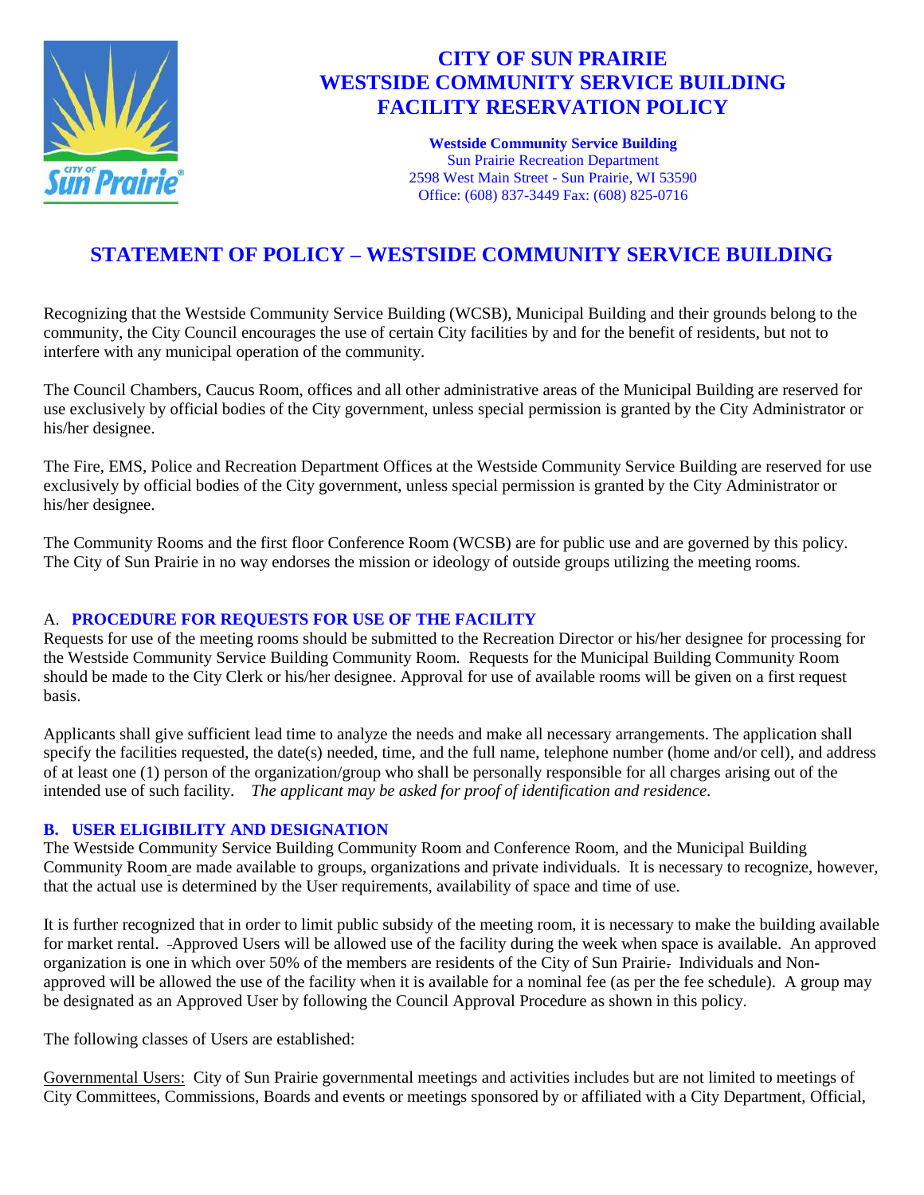# CITY OF SUN PRAIRIE
# WESTSIDE COMMUNITY SERVICE BUILDING
# FACILITY RESERVATION POLICY

**Westside Community Service Building**
Sun Prairie Recreation Department
2598 West Main Street - Sun Prairie, WI 53590
Office: (608) 837-3449 Fax: (608) 825-0716

## STATEMENT OF POLICY – WESTSIDE COMMUNITY SERVICE BUILDING

Recognizing that the Westside Community Service Building (WCSB), Municipal Building and their grounds belong to the community, the City Council encourages the use of certain City facilities by and for the benefit of residents, but not to interfere with any municipal operation of the community.

The Council Chambers, Caucus Room, offices and all other administrative areas of the Municipal Building are reserved for use exclusively by official bodies of the City government, unless special permission is granted by the City Administrator or his/her designee.

The Fire, EMS, Police and Recreation Department Offices at the Westside Community Service Building are reserved for use exclusively by official bodies of the City government, unless special permission is granted by the City Administrator or his/her designee.

The Community Rooms and the first floor Conference Room (WCSB) are for public use and are governed by this policy. The City of Sun Prairie in no way endorses the mission or ideology of outside groups utilizing the meeting rooms.

### A. PROCEDURE FOR REQUESTS FOR USE OF THE FACILITY

Requests for use of the meeting rooms should be submitted to the Recreation Director or his/her designee for processing for the Westside Community Service Building Community Room. Requests for the Municipal Building Community Room should be made to the City Clerk or his/her designee. Approval for use of available rooms will be given on a first request basis.

Applicants shall give sufficient lead time to analyze the needs and make all necessary arrangements. The application shall specify the facilities requested, the date(s) needed, time, and the full name, telephone number (home and/or cell), and address of at least one (1) person of the organization/group who shall be personally responsible for all charges arising out of the intended use of such facility. *The applicant may be asked for proof of identification and residence.*

### B. USER ELIGIBILITY AND DESIGNATION

The Westside Community Service Building Community Room and Conference Room, and the Municipal Building Community Room are made available to groups, organizations and private individuals. It is necessary to recognize, however, that the actual use is determined by the User requirements, availability of space and time of use.

It is further recognized that in order to limit public subsidy of the meeting room, it is necessary to make the building available for market rental. Approved Users will be allowed use of the facility during the week when space is available. An approved organization is one in which over 50% of the members are residents of the City of Sun Prairie. Individuals and Non-approved will be allowed the use of the facility when it is available for a nominal fee (as per the fee schedule). A group may be designated as an Approved User by following the Council Approval Procedure as shown in this policy.

The following classes of Users are established:

Governmental Users: City of Sun Prairie governmental meetings and activities includes but are not limited to meetings of City Committees, Commissions, Boards and events or meetings sponsored by or affiliated with a City Department, Official,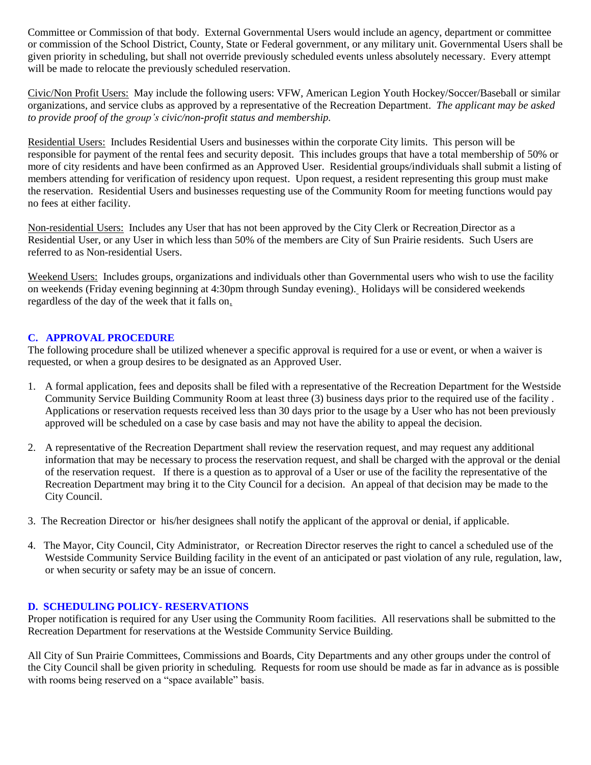Committee or Commission of that body. External Governmental Users would include an agency, department or committee or commission of the School District, County, State or Federal government, or any military unit. Governmental Users shall be given priority in scheduling, but shall not override previously scheduled events unless absolutely necessary. Every attempt will be made to relocate the previously scheduled reservation.

Civic/Non Profit Users: May include the following users: VFW, American Legion Youth Hockey/Soccer/Baseball or similar organizations, and service clubs as approved by a representative of the Recreation Department. *The applicant may be asked to provide proof of the group's civic/non-profit status and membership.*

Residential Users: Includes Residential Users and businesses within the corporate City limits. This person will be responsible for payment of the rental fees and security deposit. This includes groups that have a total membership of 50% or more of city residents and have been confirmed as an Approved User. Residential groups/individuals shall submit a listing of members attending for verification of residency upon request. Upon request, a resident representing this group must make the reservation. Residential Users and businesses requesting use of the Community Room for meeting functions would pay no fees at either facility.

Non-residential Users: Includes any User that has not been approved by the City Clerk or Recreation Director as a Residential User, or any User in which less than 50% of the members are City of Sun Prairie residents. Such Users are referred to as Non-residential Users.

Weekend Users: Includes groups, organizations and individuals other than Governmental users who wish to use the facility on weekends (Friday evening beginning at 4:30pm through Sunday evening). Holidays will be considered weekends regardless of the day of the week that it falls on.

### C. APPROVAL PROCEDURE

The following procedure shall be utilized whenever a specific approval is required for a use or event, or when a waiver is requested, or when a group desires to be designated as an Approved User.

1. A formal application, fees and deposits shall be filed with a representative of the Recreation Department for the Westside Community Service Building Community Room at least three (3) business days prior to the required use of the facility . Applications or reservation requests received less than 30 days prior to the usage by a User who has not been previously approved will be scheduled on a case by case basis and may not have the ability to appeal the decision.

2. A representative of the Recreation Department shall review the reservation request, and may request any additional information that may be necessary to process the reservation request, and shall be charged with the approval or the denial of the reservation request. If there is a question as to approval of a User or use of the facility the representative of the Recreation Department may bring it to the City Council for a decision. An appeal of that decision may be made to the City Council.

3. The Recreation Director or his/her designees shall notify the applicant of the approval or denial, if applicable.

4. The Mayor, City Council, City Administrator, or Recreation Director reserves the right to cancel a scheduled use of the Westside Community Service Building facility in the event of an anticipated or past violation of any rule, regulation, law, or when security or safety may be an issue of concern.

### D. SCHEDULING POLICY- RESERVATIONS

Proper notification is required for any User using the Community Room facilities. All reservations shall be submitted to the Recreation Department for reservations at the Westside Community Service Building.

All City of Sun Prairie Committees, Commissions and Boards, City Departments and any other groups under the control of the City Council shall be given priority in scheduling. Requests for room use should be made as far in advance as is possible with rooms being reserved on a "space available" basis.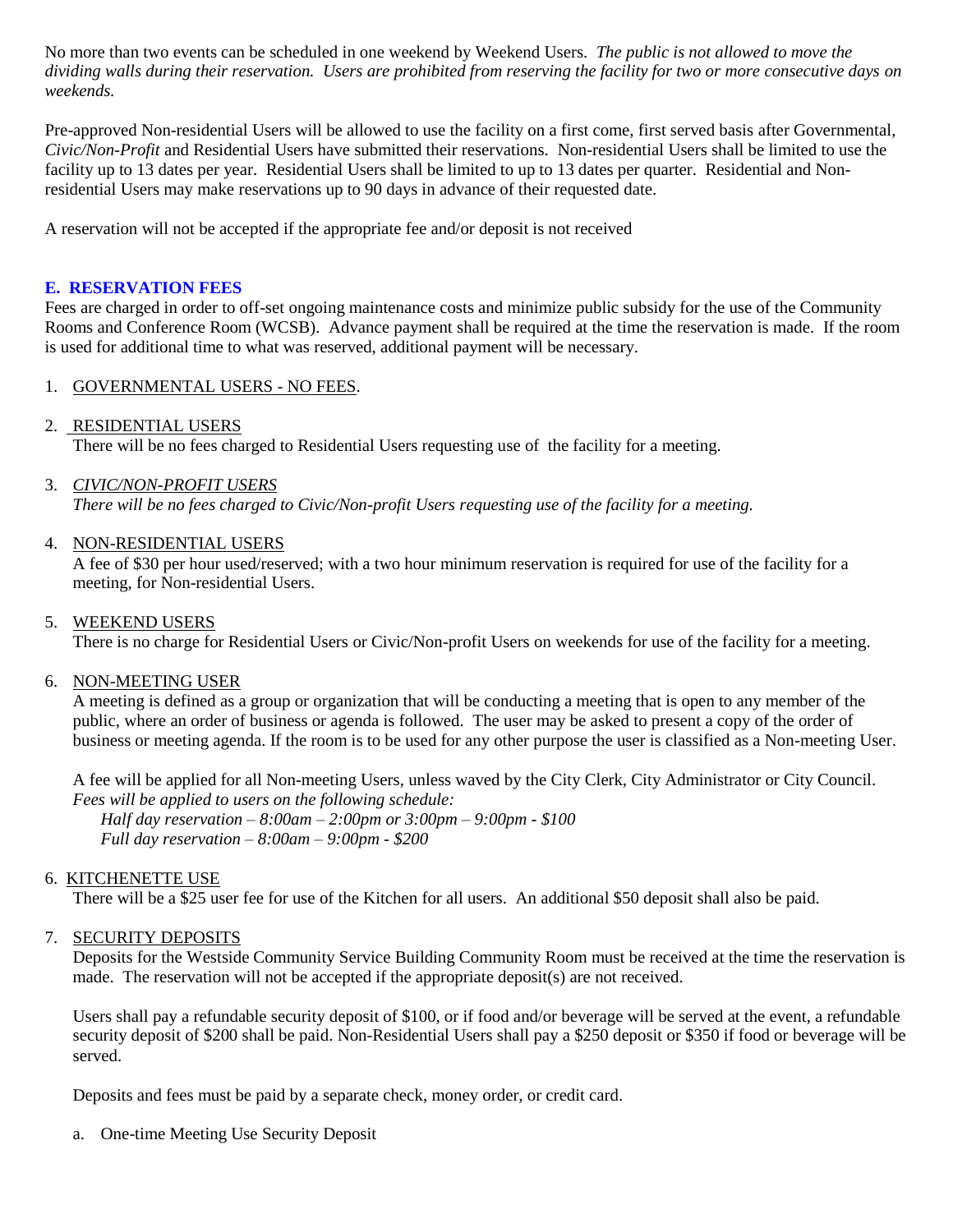No more than two events can be scheduled in one weekend by Weekend Users. *The public is not allowed to move the dividing walls during their reservation. Users are prohibited from reserving the facility for two or more consecutive days on weekends.*

Pre-approved Non-residential Users will be allowed to use the facility on a first come, first served basis after Governmental, *Civic/Non-Profit* and Residential Users have submitted their reservations. Non-residential Users shall be limited to use the facility up to 13 dates per year. Residential Users shall be limited to up to 13 dates per quarter. Residential and Non-residential Users may make reservations up to 90 days in advance of their requested date.

A reservation will not be accepted if the appropriate fee and/or deposit is not received

## E. RESERVATION FEES

Fees are charged in order to off-set ongoing maintenance costs and minimize public subsidy for the use of the Community Rooms and Conference Room (WCSB). Advance payment shall be required at the time the reservation is made. If the room is used for additional time to what was reserved, additional payment will be necessary.

1. GOVERNMENTAL USERS - NO FEES.

2. RESIDENTIAL USERS
   There will be no fees charged to Residential Users requesting use of the facility for a meeting.

3. *CIVIC/NON-PROFIT USERS*
   *There will be no fees charged to Civic/Non-profit Users requesting use of the facility for a meeting.*

4. NON-RESIDENTIAL USERS
   A fee of $30 per hour used/reserved; with a two hour minimum reservation is required for use of the facility for a meeting, for Non-residential Users.

5. WEEKEND USERS
   There is no charge for Residential Users or Civic/Non-profit Users on weekends for use of the facility for a meeting.

6. NON-MEETING USER
   A meeting is defined as a group or organization that will be conducting a meeting that is open to any member of the public, where an order of business or agenda is followed. The user may be asked to present a copy of the order of business or meeting agenda. If the room is to be used for any other purpose the user is classified as a Non-meeting User.

   A fee will be applied for all Non-meeting Users, unless waved by the City Clerk, City Administrator or City Council. *Fees will be applied to users on the following schedule:*
   *Half day reservation – 8:00am – 2:00pm or 3:00pm – 9:00pm - $100*
   *Full day reservation – 8:00am – 9:00pm - $200*

6. KITCHENETTE USE
   There will be a $25 user fee for use of the Kitchen for all users. An additional $50 deposit shall also be paid.

7. SECURITY DEPOSITS
   Deposits for the Westside Community Service Building Community Room must be received at the time the reservation is made. The reservation will not be accepted if the appropriate deposit(s) are not received.

   Users shall pay a refundable security deposit of $100, or if food and/or beverage will be served at the event, a refundable security deposit of $200 shall be paid. Non-Residential Users shall pay a $250 deposit or $350 if food or beverage will be served.

   Deposits and fees must be paid by a separate check, money order, or credit card.

   a. One-time Meeting Use Security Deposit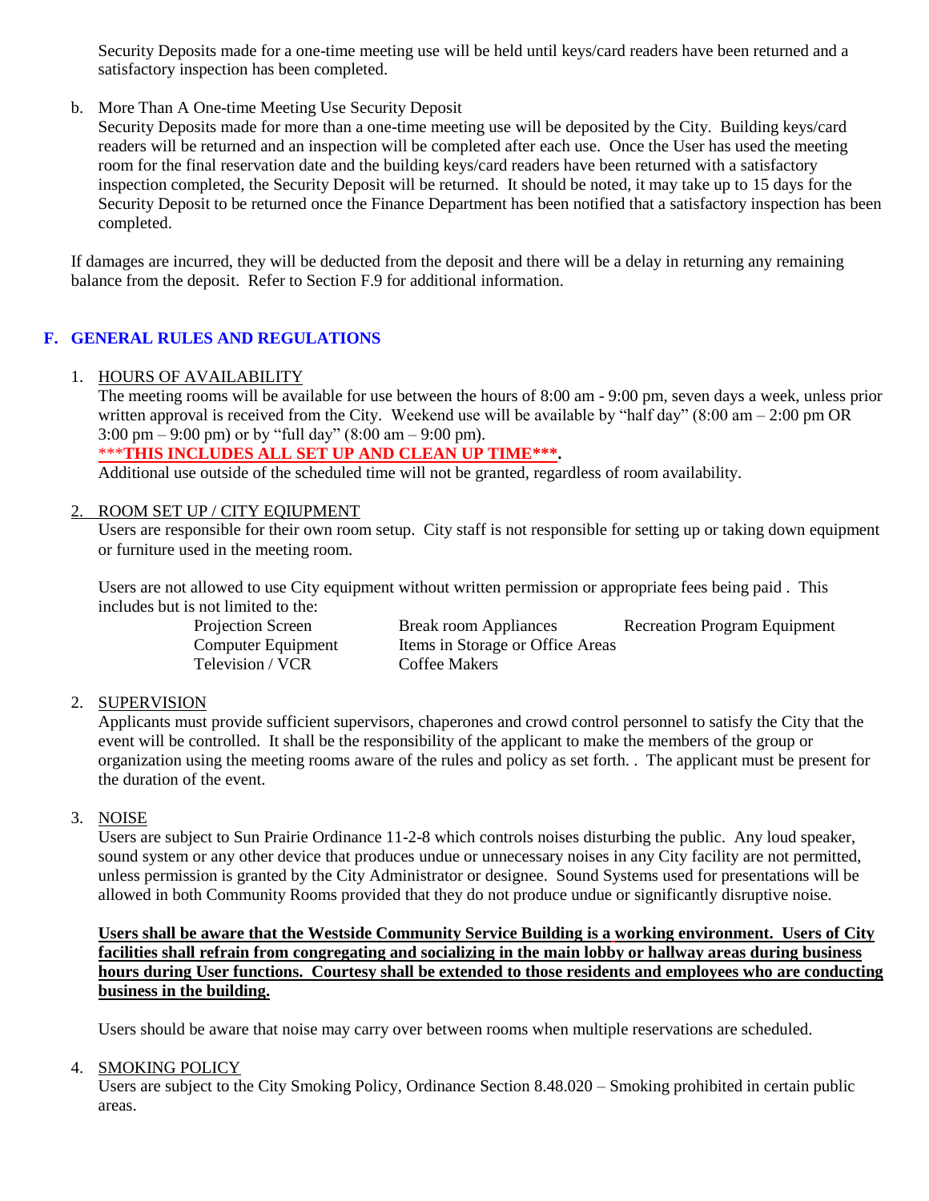Security Deposits made for a one-time meeting use will be held until keys/card readers have been returned and a satisfactory inspection has been completed.

b. More Than A One-time Meeting Use Security Deposit

Security Deposits made for more than a one-time meeting use will be deposited by the City. Building keys/card readers will be returned and an inspection will be completed after each use. Once the User has used the meeting room for the final reservation date and the building keys/card readers have been returned with a satisfactory inspection completed, the Security Deposit will be returned. It should be noted, it may take up to 15 days for the Security Deposit to be returned once the Finance Department has been notified that a satisfactory inspection has been completed.

If damages are incurred, they will be deducted from the deposit and there will be a delay in returning any remaining balance from the deposit. Refer to Section F.9 for additional information.

## F. GENERAL RULES AND REGULATIONS

1. HOURS OF AVAILABILITY

   The meeting rooms will be available for use between the hours of 8:00 am - 9:00 pm, seven days a week, unless prior written approval is received from the City. Weekend use will be available by "half day" (8:00 am – 2:00 pm OR 3:00 pm – 9:00 pm) or by "full day" (8:00 am – 9:00 pm).

   ***__**THIS INCLUDES ALL SET UP AND CLEAN UP TIME**__*****.**

   Additional use outside of the scheduled time will not be granted, regardless of room availability.

2. ROOM SET UP / CITY EQUIPMENT

   Users are responsible for their own room setup. City staff is not responsible for setting up or taking down equipment or furniture used in the meeting room.

   Users are not allowed to use City equipment without written permission or appropriate fees being paid . This includes but is not limited to the:

   | | | |
   |---|---|---|
   | Projection Screen | Break room Appliances | Recreation Program Equipment |
   | Computer Equipment | Items in Storage or Office Areas | |
   | Television / VCR | Coffee Makers | |

2. SUPERVISION

   Applicants must provide sufficient supervisors, chaperones and crowd control personnel to satisfy the City that the event will be controlled. It shall be the responsibility of the applicant to make the members of the group or organization using the meeting rooms aware of the rules and policy as set forth. . The applicant must be present for the duration of the event.

3. NOISE

   Users are subject to Sun Prairie Ordinance 11-2-8 which controls noises disturbing the public. Any loud speaker, sound system or any other device that produces undue or unnecessary noises in any City facility are not permitted, unless permission is granted by the City Administrator or designee. Sound Systems used for presentations will be allowed in both Community Rooms provided that they do not produce undue or significantly disruptive noise.

   **Users shall be aware that the Westside Community Service Building is a working environment. Users of City facilities shall refrain from congregating and socializing in the main lobby or hallway areas during business hours during User functions. Courtesy shall be extended to those residents and employees who are conducting business in the building.**

   Users should be aware that noise may carry over between rooms when multiple reservations are scheduled.

4. SMOKING POLICY

   Users are subject to the City Smoking Policy, Ordinance Section 8.48.020 – Smoking prohibited in certain public areas.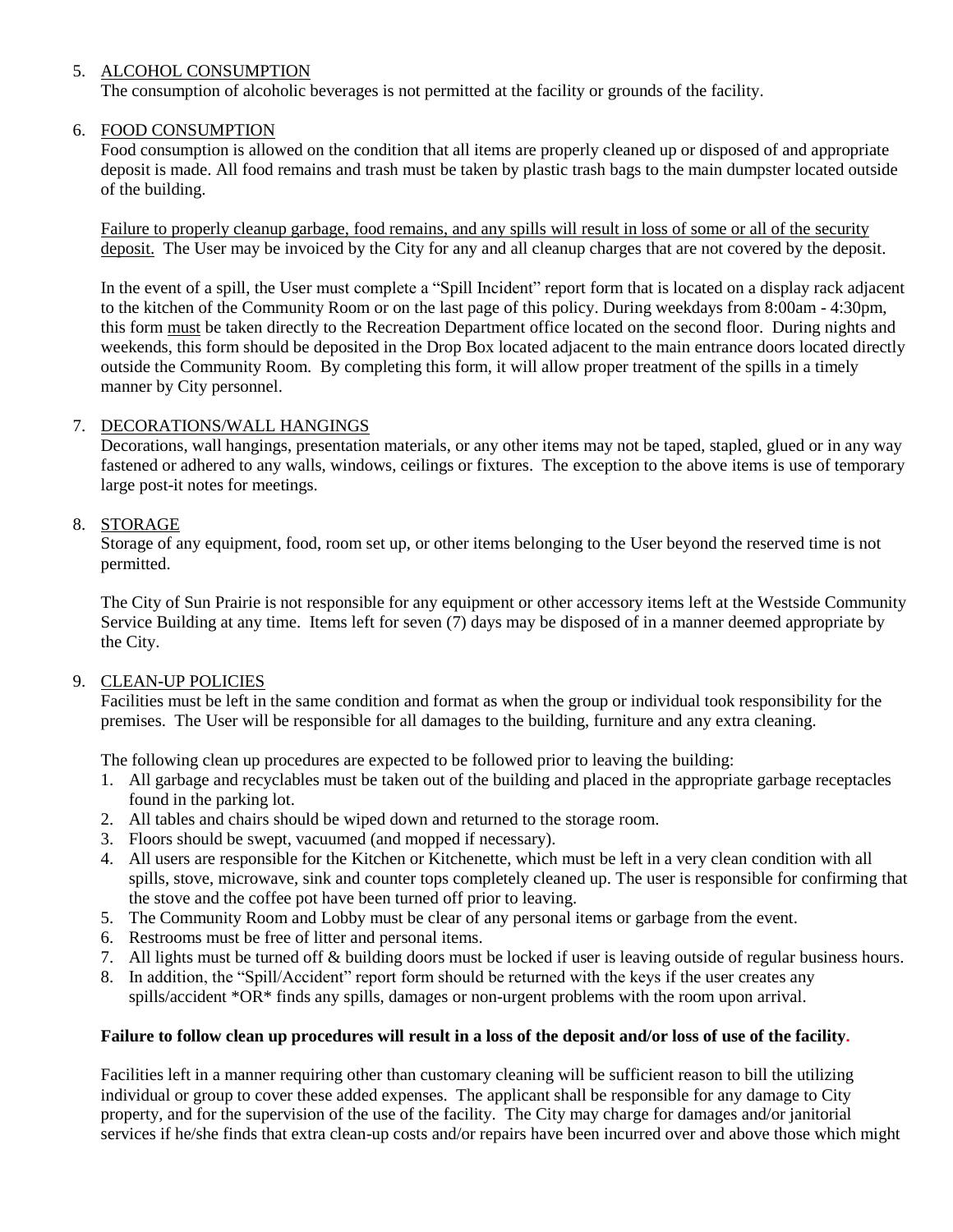5. ALCOHOL CONSUMPTION
   The consumption of alcoholic beverages is not permitted at the facility or grounds of the facility.

6. FOOD CONSUMPTION
   Food consumption is allowed on the condition that all items are properly cleaned up or disposed of and appropriate deposit is made. All food remains and trash must be taken by plastic trash bags to the main dumpster located outside of the building.

   Failure to properly cleanup garbage, food remains, and any spills will result in loss of some or all of the security deposit. The User may be invoiced by the City for any and all cleanup charges that are not covered by the deposit.

   In the event of a spill, the User must complete a "Spill Incident" report form that is located on a display rack adjacent to the kitchen of the Community Room or on the last page of this policy. During weekdays from 8:00am - 4:30pm, this form must be taken directly to the Recreation Department office located on the second floor. During nights and weekends, this form should be deposited in the Drop Box located adjacent to the main entrance doors located directly outside the Community Room. By completing this form, it will allow proper treatment of the spills in a timely manner by City personnel.

7. DECORATIONS/WALL HANGINGS
   Decorations, wall hangings, presentation materials, or any other items may not be taped, stapled, glued or in any way fastened or adhered to any walls, windows, ceilings or fixtures. The exception to the above items is use of temporary large post-it notes for meetings.

8. STORAGE
   Storage of any equipment, food, room set up, or other items belonging to the User beyond the reserved time is not permitted.

   The City of Sun Prairie is not responsible for any equipment or other accessory items left at the Westside Community Service Building at any time. Items left for seven (7) days may be disposed of in a manner deemed appropriate by the City.

9. CLEAN-UP POLICIES
   Facilities must be left in the same condition and format as when the group or individual took responsibility for the premises. The User will be responsible for all damages to the building, furniture and any extra cleaning.

   The following clean up procedures are expected to be followed prior to leaving the building:
   1. All garbage and recyclables must be taken out of the building and placed in the appropriate garbage receptacles found in the parking lot.
   2. All tables and chairs should be wiped down and returned to the storage room.
   3. Floors should be swept, vacuumed (and mopped if necessary).
   4. All users are responsible for the Kitchen or Kitchenette, which must be left in a very clean condition with all spills, stove, microwave, sink and counter tops completely cleaned up. The user is responsible for confirming that the stove and the coffee pot have been turned off prior to leaving.
   5. The Community Room and Lobby must be clear of any personal items or garbage from the event.
   6. Restrooms must be free of litter and personal items.
   7. All lights must be turned off & building doors must be locked if user is leaving outside of regular business hours.
   8. In addition, the "Spill/Accident" report form should be returned with the keys if the user creates any spills/accident *OR* finds any spills, damages or non-urgent problems with the room upon arrival.

   **Failure to follow clean up procedures will result in a loss of the deposit and/or loss of use of the facility.**

   Facilities left in a manner requiring other than customary cleaning will be sufficient reason to bill the utilizing individual or group to cover these added expenses. The applicant shall be responsible for any damage to City property, and for the supervision of the use of the facility. The City may charge for damages and/or janitorial services if he/she finds that extra clean-up costs and/or repairs have been incurred over and above those which might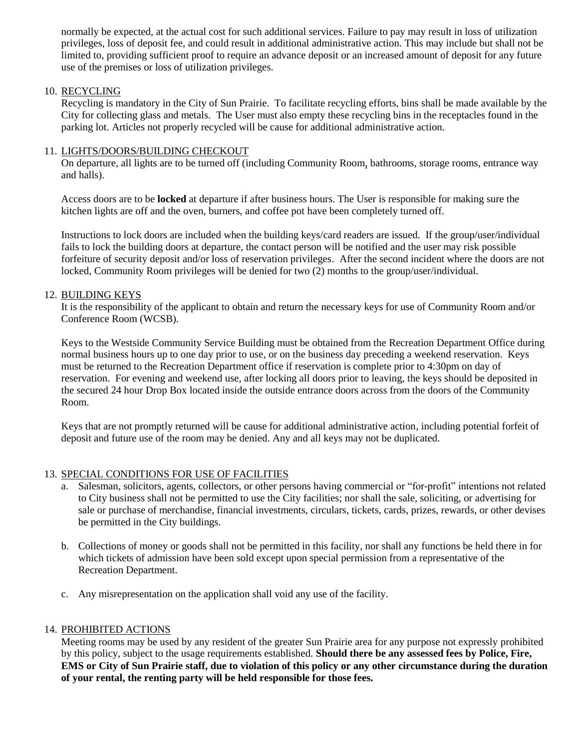normally be expected, at the actual cost for such additional services. Failure to pay may result in loss of utilization privileges, loss of deposit fee, and could result in additional administrative action. This may include but shall not be limited to, providing sufficient proof to require an advance deposit or an increased amount of deposit for any future use of the premises or loss of utilization privileges.

10. RECYCLING

    Recycling is mandatory in the City of Sun Prairie. To facilitate recycling efforts, bins shall be made available by the City for collecting glass and metals. The User must also empty these recycling bins in the receptacles found in the parking lot. Articles not properly recycled will be cause for additional administrative action.

11. LIGHTS/DOORS/BUILDING CHECKOUT

    On departure, all lights are to be turned off (including Community Room, bathrooms, storage rooms, entrance way and halls).

    Access doors are to be **locked** at departure if after business hours. The User is responsible for making sure the kitchen lights are off and the oven, burners, and coffee pot have been completely turned off.

    Instructions to lock doors are included when the building keys/card readers are issued. If the group/user/individual fails to lock the building doors at departure, the contact person will be notified and the user may risk possible forfeiture of security deposit and/or loss of reservation privileges. After the second incident where the doors are not locked, Community Room privileges will be denied for two (2) months to the group/user/individual.

12. BUILDING KEYS

    It is the responsibility of the applicant to obtain and return the necessary keys for use of Community Room and/or Conference Room (WCSB).

    Keys to the Westside Community Service Building must be obtained from the Recreation Department Office during normal business hours up to one day prior to use, or on the business day preceding a weekend reservation. Keys must be returned to the Recreation Department office if reservation is complete prior to 4:30pm on day of reservation. For evening and weekend use, after locking all doors prior to leaving, the keys should be deposited in the secured 24 hour Drop Box located inside the outside entrance doors across from the doors of the Community Room.

    Keys that are not promptly returned will be cause for additional administrative action, including potential forfeit of deposit and future use of the room may be denied. Any and all keys may not be duplicated.

13. SPECIAL CONDITIONS FOR USE OF FACILITIES

    a. Salesman, solicitors, agents, collectors, or other persons having commercial or "for-profit" intentions not related to City business shall not be permitted to use the City facilities; nor shall the sale, soliciting, or advertising for sale or purchase of merchandise, financial investments, circulars, tickets, cards, prizes, rewards, or other devises be permitted in the City buildings.

    b. Collections of money or goods shall not be permitted in this facility, nor shall any functions be held there in for which tickets of admission have been sold except upon special permission from a representative of the Recreation Department.

    c. Any misrepresentation on the application shall void any use of the facility.

14. PROHIBITED ACTIONS

    Meeting rooms may be used by any resident of the greater Sun Prairie area for any purpose not expressly prohibited by this policy, subject to the usage requirements established. **Should there be any assessed fees by Police, Fire, EMS or City of Sun Prairie staff, due to violation of this policy or any other circumstance during the duration of your rental, the renting party will be held responsible for those fees.**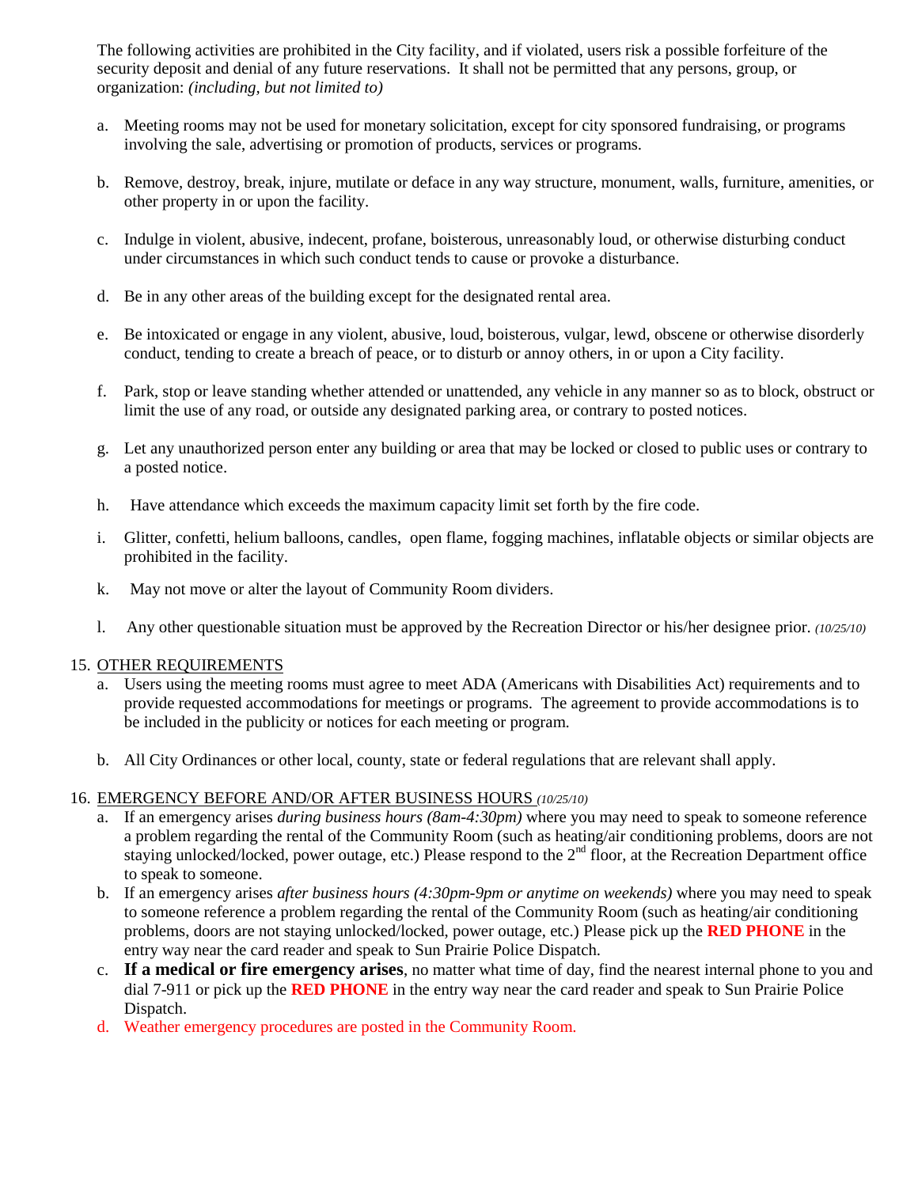The following activities are prohibited in the City facility, and if violated, users risk a possible forfeiture of the security deposit and denial of any future reservations. It shall not be permitted that any persons, group, or organization: *(including, but not limited to)*

a. Meeting rooms may not be used for monetary solicitation, except for city sponsored fundraising, or programs involving the sale, advertising or promotion of products, services or programs.

b. Remove, destroy, break, injure, mutilate or deface in any way structure, monument, walls, furniture, amenities, or other property in or upon the facility.

c. Indulge in violent, abusive, indecent, profane, boisterous, unreasonably loud, or otherwise disturbing conduct under circumstances in which such conduct tends to cause or provoke a disturbance.

d. Be in any other areas of the building except for the designated rental area.

e. Be intoxicated or engage in any violent, abusive, loud, boisterous, vulgar, lewd, obscene or otherwise disorderly conduct, tending to create a breach of peace, or to disturb or annoy others, in or upon a City facility.

f. Park, stop or leave standing whether attended or unattended, any vehicle in any manner so as to block, obstruct or limit the use of any road, or outside any designated parking area, or contrary to posted notices.

g. Let any unauthorized person enter any building or area that may be locked or closed to public uses or contrary to a posted notice.

h. Have attendance which exceeds the maximum capacity limit set forth by the fire code.

i. Glitter, confetti, helium balloons, candles, open flame, fogging machines, inflatable objects or similar objects are prohibited in the facility.

k. May not move or alter the layout of Community Room dividers.

l. Any other questionable situation must be approved by the Recreation Director or his/her designee prior. *(10/25/10)*

15. OTHER REQUIREMENTS
    a. Users using the meeting rooms must agree to meet ADA (Americans with Disabilities Act) requirements and to provide requested accommodations for meetings or programs. The agreement to provide accommodations is to be included in the publicity or notices for each meeting or program.

    b. All City Ordinances or other local, county, state or federal regulations that are relevant shall apply.

16. EMERGENCY BEFORE AND/OR AFTER BUSINESS HOURS *(10/25/10)*
    a. If an emergency arises *during business hours (8am-4:30pm)* where you may need to speak to someone reference a problem regarding the rental of the Community Room (such as heating/air conditioning problems, doors are not staying unlocked/locked, power outage, etc.) Please respond to the 2nd floor, at the Recreation Department office to speak to someone.
    b. If an emergency arises *after business hours (4:30pm-9pm or anytime on weekends)* where you may need to speak to someone reference a problem regarding the rental of the Community Room (such as heating/air conditioning problems, doors are not staying unlocked/locked, power outage, etc.) Please pick up the **RED PHONE** in the entry way near the card reader and speak to Sun Prairie Police Dispatch.
    c. **If a medical or fire emergency arises**, no matter what time of day, find the nearest internal phone to you and dial 7-911 or pick up the **RED PHONE** in the entry way near the card reader and speak to Sun Prairie Police Dispatch.
    d. Weather emergency procedures are posted in the Community Room.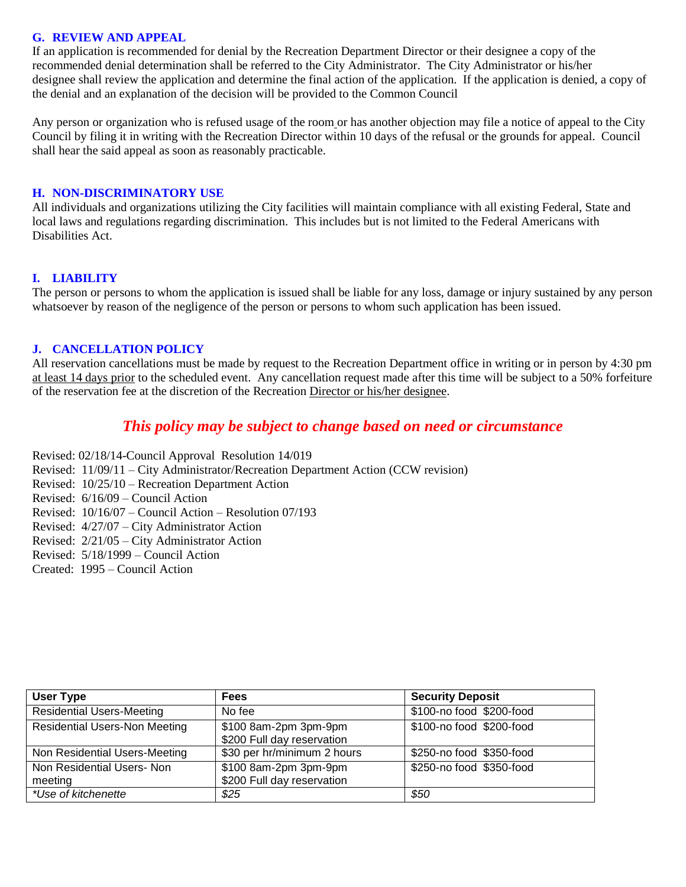## G. REVIEW AND APPEAL

If an application is recommended for denial by the Recreation Department Director or their designee a copy of the recommended denial determination shall be referred to the City Administrator. The City Administrator or his/her designee shall review the application and determine the final action of the application. If the application is denied, a copy of the denial and an explanation of the decision will be provided to the Common Council

Any person or organization who is refused usage of the room or has another objection may file a notice of appeal to the City Council by filing it in writing with the Recreation Director within 10 days of the refusal or the grounds for appeal. Council shall hear the said appeal as soon as reasonably practicable.

## H. NON-DISCRIMINATORY USE

All individuals and organizations utilizing the City facilities will maintain compliance with all existing Federal, State and local laws and regulations regarding discrimination. This includes but is not limited to the Federal Americans with Disabilities Act.

## I. LIABILITY

The person or persons to whom the application is issued shall be liable for any loss, damage or injury sustained by any person whatsoever by reason of the negligence of the person or persons to whom such application has been issued.

## J. CANCELLATION POLICY

All reservation cancellations must be made by request to the Recreation Department office in writing or in person by 4:30 pm at least 14 days prior to the scheduled event. Any cancellation request made after this time will be subject to a 50% forfeiture of the reservation fee at the discretion of the Recreation Director or his/her designee.

***This policy may be subject to change based on need or circumstance***

Revised: 02/18/14-Council Approval Resolution 14/019
Revised: 11/09/11 – City Administrator/Recreation Department Action (CCW revision)
Revised: 10/25/10 – Recreation Department Action
Revised: 6/16/09 – Council Action
Revised: 10/16/07 – Council Action – Resolution 07/193
Revised: 4/27/07 – City Administrator Action
Revised: 2/21/05 – City Administrator Action
Revised: 5/18/1999 – Council Action
Created: 1995 – Council Action

| User Type | Fees | Security Deposit |
|---|---|---|
| Residential Users-Meeting | No fee | $100-no food $200-food |
| Residential Users-Non Meeting | $100 8am-2pm 3pm-9pm<br>$200 Full day reservation | $100-no food $200-food |
| Non Residential Users-Meeting | $30 per hr/minimum 2 hours | $250-no food $350-food |
| Non Residential Users- Non meeting | $100 8am-2pm 3pm-9pm<br>$200 Full day reservation | $250-no food $350-food |
| *\*Use of kitchenette* | *$25* | *$50* |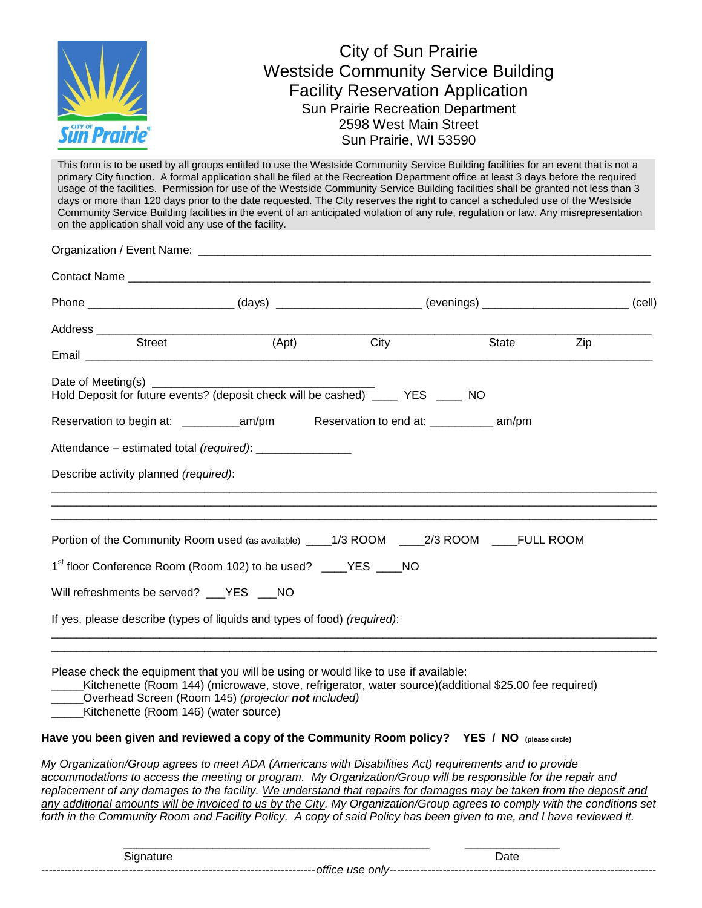# City of Sun Prairie
# Westside Community Service Building
# Facility Reservation Application

Sun Prairie Recreation Department
2598 West Main Street
Sun Prairie, WI 53590

This form is to be used by all groups entitled to use the Westside Community Service Building facilities for an event that is not a primary City function. A formal application shall be filed at the Recreation Department office at least 3 days before the required usage of the facilities. Permission for use of the Westside Community Service Building facilities shall be granted not less than 3 days or more than 120 days prior to the date requested. The City reserves the right to cancel a scheduled use of the Westside Community Service Building facilities in the event of an anticipated violation of any rule, regulation or law. Any misrepresentation on the application shall void any use of the facility.

Organization / Event Name: ___________________________________________________________________________

Contact Name ______________________________________________________________________________________

Phone _______________________ (days) _______________________ (evenings) _______________________ (cell)

Address _______________________________________________________________________________________
Street (Apt) City State Zip

Email __________________________________________________________________________________________

Date of Meeting(s) ___________________________________
Hold Deposit for future events? (deposit check will be cashed) ____ YES ____ NO

Reservation to begin at: _________am/pm Reservation to end at: __________ am/pm

Attendance – estimated total *(required)*: _______________

Describe activity planned *(required)*:

____________________________________________________________________________________________
____________________________________________________________________________________________
____________________________________________________________________________________________

Portion of the Community Room used (as available) ____1/3 ROOM ____2/3 ROOM ____FULL ROOM

1st floor Conference Room (Room 102) to be used? ____YES ____NO

Will refreshments be served? ___YES ___NO

If yes, please describe (types of liquids and types of food) *(required)*:

____________________________________________________________________________________________
____________________________________________________________________________________________

Please check the equipment that you will be using or would like to use if available:
_____Kitchenette (Room 144) (microwave, stove, refrigerator, water source)(additional $25.00 fee required)
_____Overhead Screen (Room 145) *(projector **not** included)*
_____Kitchenette (Room 146) (water source)

**Have you been given and reviewed a copy of the Community Room policy? YES / NO** (please circle)

*My Organization/Group agrees to meet ADA (Americans with Disabilities Act) requirements and to provide accommodations to access the meeting or program. My Organization/Group will be responsible for the repair and replacement of any damages to the facility. <u>We understand that repairs for damages may be taken from the deposit and any additional amounts will be invoiced to us by the City</u>. My Organization/Group agrees to comply with the conditions set forth in the Community Room and Facility Policy. A copy of said Policy has been given to me, and I have reviewed it.*

_______________________________________________ _______________
Signature Date

----------------------------------------------------------------------*office use only*----------------------------------------------------------------------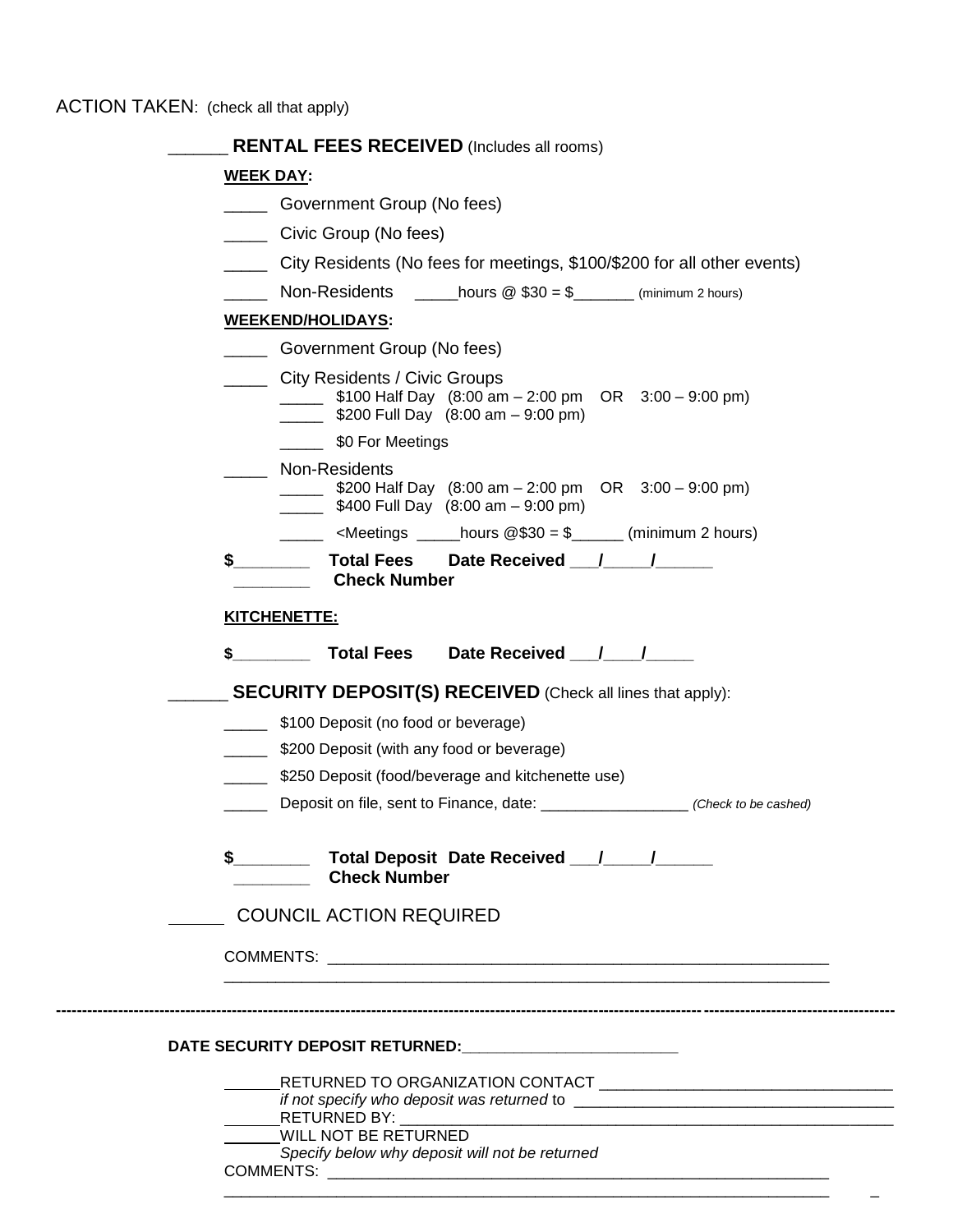ACTION TAKEN: (check all that apply)

______ **RENTAL FEES RECEIVED** (Includes all rooms)

**WEEK DAY:**

_____ Government Group (No fees)

_____ Civic Group (No fees)

_____ City Residents (No fees for meetings, $100/$200 for all other events)

_____ Non-Residents _____hours @ $30 = $_______ (minimum 2 hours)

**WEEKEND/HOLIDAYS:**

_____ Government Group (No fees)

_____ City Residents / Civic Groups

- _____ $100 Half Day (8:00 am – 2:00 pm OR 3:00 – 9:00 pm)
- _____ $200 Full Day (8:00 am – 9:00 pm)
- _____ $0 For Meetings

_____ Non-Residents

- _____ $200 Half Day (8:00 am – 2:00 pm OR 3:00 – 9:00 pm)
- _____ $400 Full Day (8:00 am – 9:00 pm)
- _____ <Meetings _____hours @$30 = $______ (minimum 2 hours)

**$________ Total Fees Date Received ___/_____/______**
**________ Check Number**

**KITCHENETTE:**

**$________ Total Fees Date Received ___/____/_____**

______ **SECURITY DEPOSIT(S) RECEIVED** (Check all lines that apply):

_____ $100 Deposit (no food or beverage)

_____ $200 Deposit (with any food or beverage)

_____ $250 Deposit (food/beverage and kitchenette use)

_____ Deposit on file, sent to Finance, date: _________________ *(Check to be cashed)*

**$________ Total Deposit Date Received ___/_____/______**
**________ Check Number**

______ COUNCIL ACTION REQUIRED

COMMENTS: ___________________________________________________________
_____________________________________________________________________

---

**DATE SECURITY DEPOSIT RETURNED:_________________________**

______RETURNED TO ORGANIZATION CONTACT _________________________________
*if not specify who deposit was returned* to ____________________________________
______RETURNED BY: __________________________________________________________
______WILL NOT BE RETURNED
*Specify below why deposit will not be returned*
COMMENTS: ___________________________________________________________
_____________________________________________________________________